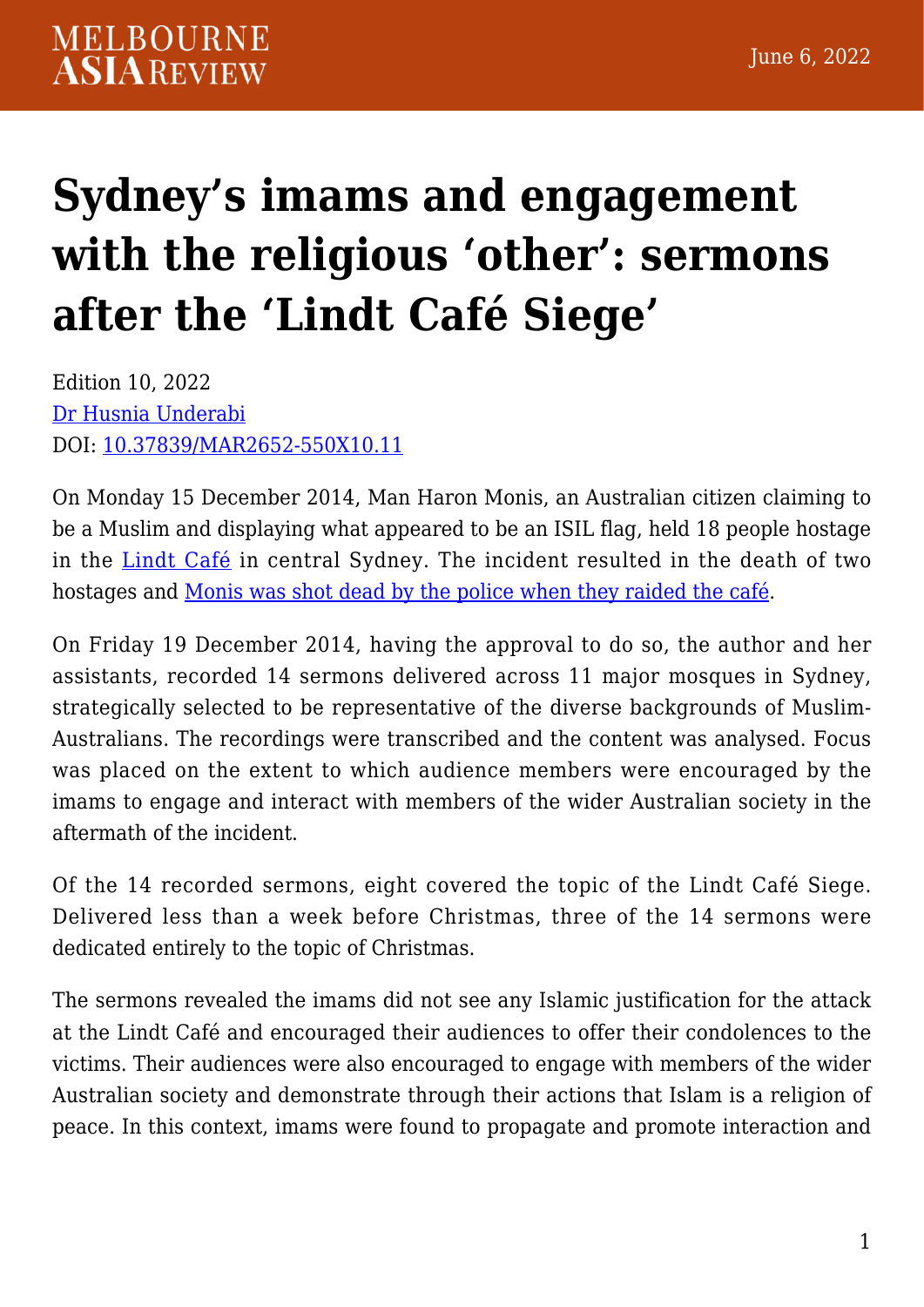# Sydney's imams and engagement with the religious 'other': sermons after the 'Lindt Café Siege'

Edition 10, 2022
Dr Husnia Underabi
DOI: 10.37839/MAR2652-550X10.11

On Monday 15 December 2014, Man Haron Monis, an Australian citizen claiming to be a Muslim and displaying what appeared to be an ISIL flag, held 18 people hostage in the Lindt Café in central Sydney. The incident resulted in the death of two hostages and Monis was shot dead by the police when they raided the café.

On Friday 19 December 2014, having the approval to do so, the author and her assistants, recorded 14 sermons delivered across 11 major mosques in Sydney, strategically selected to be representative of the diverse backgrounds of Muslim-Australians. The recordings were transcribed and the content was analysed. Focus was placed on the extent to which audience members were encouraged by the imams to engage and interact with members of the wider Australian society in the aftermath of the incident.

Of the 14 recorded sermons, eight covered the topic of the Lindt Café Siege. Delivered less than a week before Christmas, three of the 14 sermons were dedicated entirely to the topic of Christmas.

The sermons revealed the imams did not see any Islamic justification for the attack at the Lindt Café and encouraged their audiences to offer their condolences to the victims. Their audiences were also encouraged to engage with members of the wider Australian society and demonstrate through their actions that Islam is a religion of peace. In this context, imams were found to propagate and promote interaction and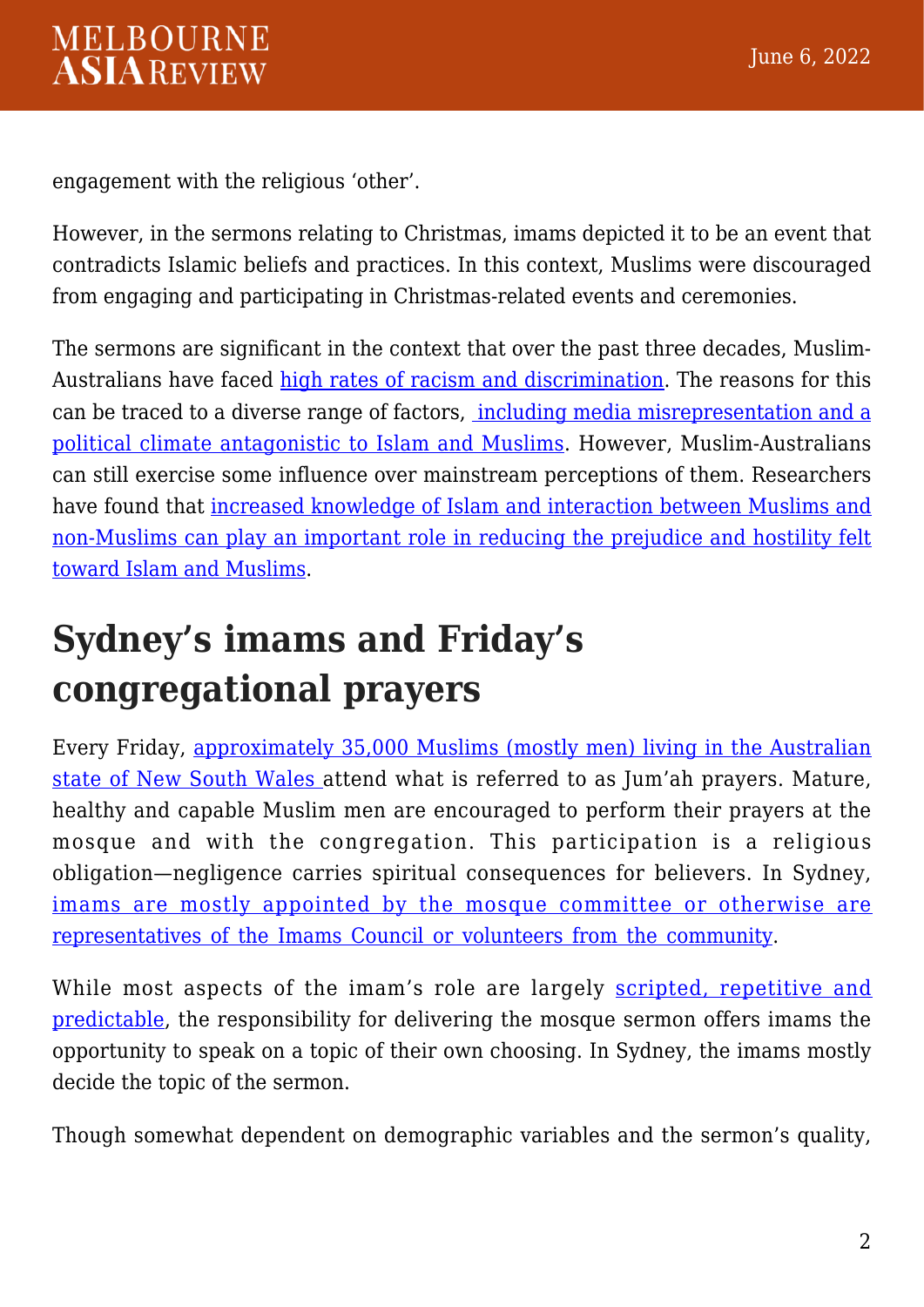engagement with the religious 'other'.

However, in the sermons relating to Christmas, imams depicted it to be an event that contradicts Islamic beliefs and practices. In this context, Muslims were discouraged from engaging and participating in Christmas-related events and ceremonies.

The sermons are significant in the context that over the past three decades, Muslim-Australians have faced high rates of racism and discrimination. The reasons for this can be traced to a diverse range of factors, including media misrepresentation and a political climate antagonistic to Islam and Muslims. However, Muslim-Australians can still exercise some influence over mainstream perceptions of them. Researchers have found that increased knowledge of Islam and interaction between Muslims and non-Muslims can play an important role in reducing the prejudice and hostility felt toward Islam and Muslims.

## Sydney's imams and Friday's congregational prayers

Every Friday, approximately 35,000 Muslims (mostly men) living in the Australian state of New South Wales attend what is referred to as Jum'ah prayers. Mature, healthy and capable Muslim men are encouraged to perform their prayers at the mosque and with the congregation. This participation is a religious obligation—negligence carries spiritual consequences for believers. In Sydney, imams are mostly appointed by the mosque committee or otherwise are representatives of the Imams Council or volunteers from the community.

While most aspects of the imam's role are largely scripted, repetitive and predictable, the responsibility for delivering the mosque sermon offers imams the opportunity to speak on a topic of their own choosing. In Sydney, the imams mostly decide the topic of the sermon.

Though somewhat dependent on demographic variables and the sermon's quality,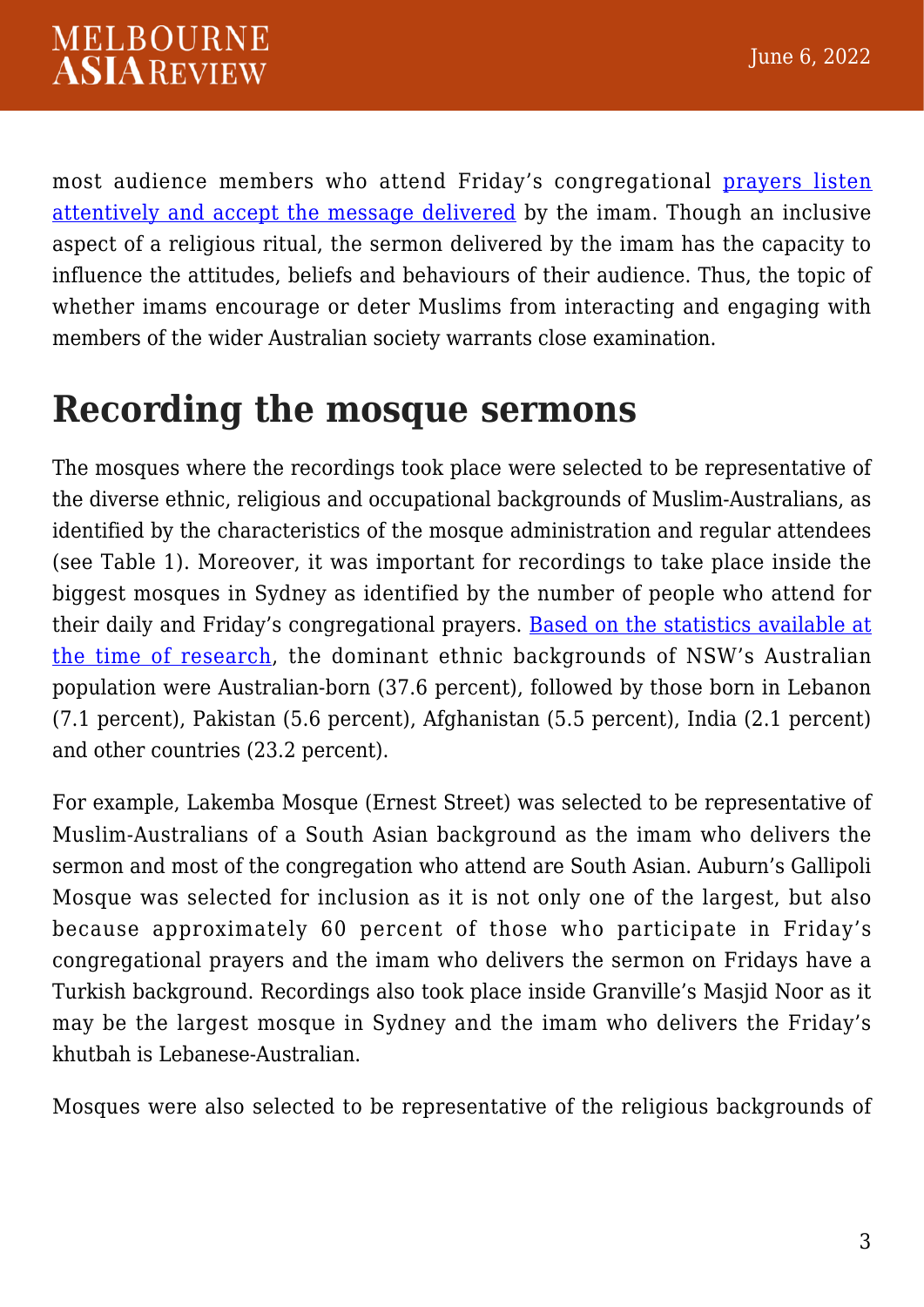most audience members who attend Friday's congregational [prayers listen attentively and accept the message delivered] by the imam. Though an inclusive aspect of a religious ritual, the sermon delivered by the imam has the capacity to influence the attitudes, beliefs and behaviours of their audience. Thus, the topic of whether imams encourage or deter Muslims from interacting and engaging with members of the wider Australian society warrants close examination.

## Recording the mosque sermons

The mosques where the recordings took place were selected to be representative of the diverse ethnic, religious and occupational backgrounds of Muslim-Australians, as identified by the characteristics of the mosque administration and regular attendees (see Table 1). Moreover, it was important for recordings to take place inside the biggest mosques in Sydney as identified by the number of people who attend for their daily and Friday's congregational prayers. [Based on the statistics available at the time of research], the dominant ethnic backgrounds of NSW's Australian population were Australian-born (37.6 percent), followed by those born in Lebanon (7.1 percent), Pakistan (5.6 percent), Afghanistan (5.5 percent), India (2.1 percent) and other countries (23.2 percent).

For example, Lakemba Mosque (Ernest Street) was selected to be representative of Muslim-Australians of a South Asian background as the imam who delivers the sermon and most of the congregation who attend are South Asian. Auburn's Gallipoli Mosque was selected for inclusion as it is not only one of the largest, but also because approximately 60 percent of those who participate in Friday's congregational prayers and the imam who delivers the sermon on Fridays have a Turkish background. Recordings also took place inside Granville's Masjid Noor as it may be the largest mosque in Sydney and the imam who delivers the Friday's khutbah is Lebanese-Australian.

Mosques were also selected to be representative of the religious backgrounds of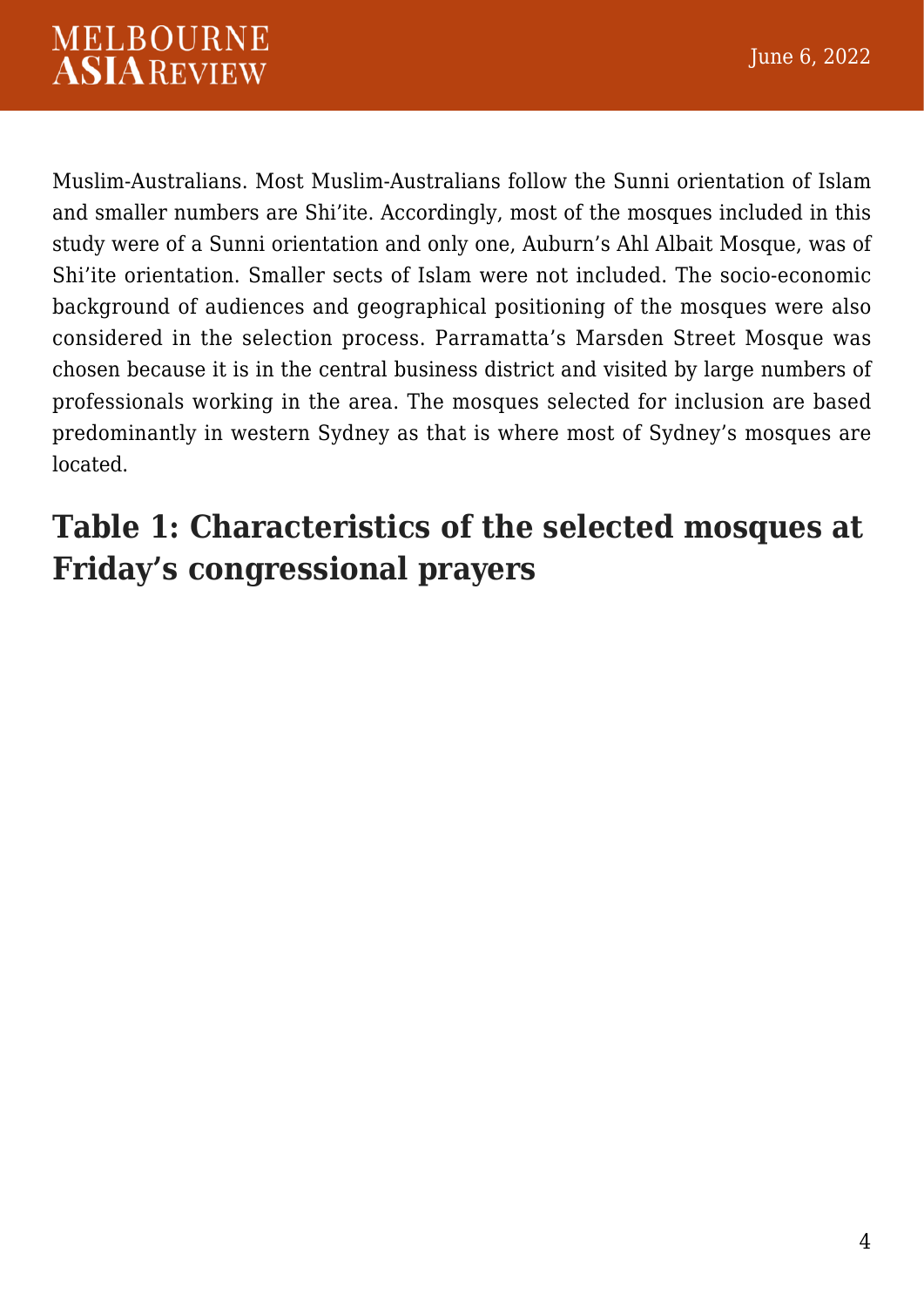Muslim-Australians. Most Muslim-Australians follow the Sunni orientation of Islam and smaller numbers are Shi'ite. Accordingly, most of the mosques included in this study were of a Sunni orientation and only one, Auburn's Ahl Albait Mosque, was of Shi'ite orientation. Smaller sects of Islam were not included. The socio-economic background of audiences and geographical positioning of the mosques were also considered in the selection process. Parramatta's Marsden Street Mosque was chosen because it is in the central business district and visited by large numbers of professionals working in the area. The mosques selected for inclusion are based predominantly in western Sydney as that is where most of Sydney's mosques are located.

## Table 1: Characteristics of the selected mosques at Friday's congressional prayers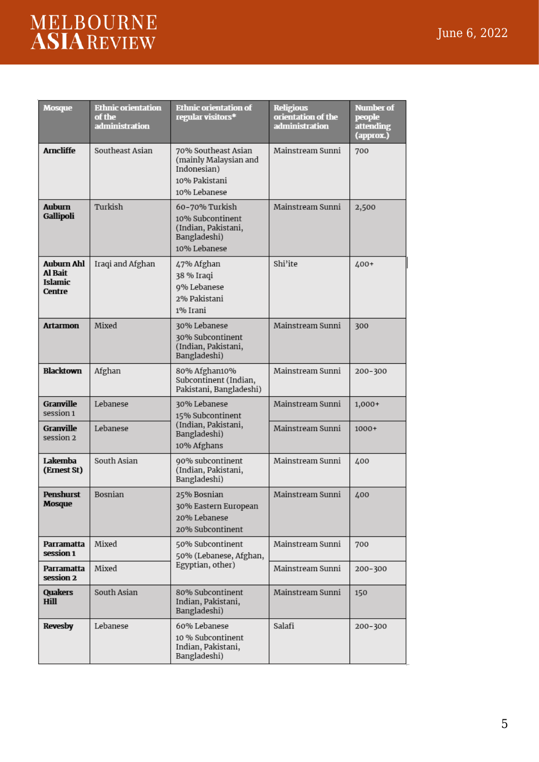| Mosque | Ethnic orientation of the administration | Ethnic orientation of regular visitors* | Religious orientation of the administration | Number of people attending (approx.) |
|---|---|---|---|---|
| **Arncliffe** | Southeast Asian | 70% Southeast Asian (mainly Malaysian and Indonesian)<br>10% Pakistani<br>10% Lebanese | Mainstream Sunni | 700 |
| **Auburn Gallipoli** | Turkish | 60-70% Turkish<br>10% Subcontinent (Indian, Pakistani, Bangladeshi)<br>10% Lebanese | Mainstream Sunni | 2,500 |
| **Auburn Ahl Al Bait Islamic Centre** | Iraqi and Afghan | 47% Afghan<br>38 % Iraqi<br>9% Lebanese<br>2% Pakistani<br>1% Irani | Shi'ite | 400+ |
| **Artarmon** | Mixed | 30% Lebanese<br>30% Subcontinent (Indian, Pakistani, Bangladeshi) | Mainstream Sunni | 300 |
| **Blacktown** | Afghan | 80% Afghan10% Subcontinent (Indian, Pakistani, Bangladeshi) | Mainstream Sunni | 200-300 |
| **Granville** session 1 | Lebanese | 30% Lebanese<br>15% Subcontinent (Indian, Pakistani, Bangladeshi)<br>10% Afghans | Mainstream Sunni | 1,000+ |
| **Granville** session 2 | Lebanese | | Mainstream Sunni | 1000+ |
| **Lakemba (Ernest St)** | South Asian | 90% subcontinent (Indian, Pakistani, Bangladeshi) | Mainstream Sunni | 400 |
| **Penshurst Mosque** | Bosnian | 25% Bosnian<br>30% Eastern European<br>20% Lebanese<br>20% Subcontinent | Mainstream Sunni | 400 |
| **Parramatta session 1** | Mixed | 50% Subcontinent<br>50% (Lebanese, Afghan, Egyptian, other) | Mainstream Sunni | 700 |
| **Parramatta session 2** | Mixed | | Mainstream Sunni | 200-300 |
| **Quakers Hill** | South Asian | 80% Subcontinent Indian, Pakistani, Bangladeshi) | Mainstream Sunni | 150 |
| **Revesby** | Lebanese | 60% Lebanese<br>10 % Subcontinent Indian, Pakistani, Bangladeshi) | Salafi | 200-300 |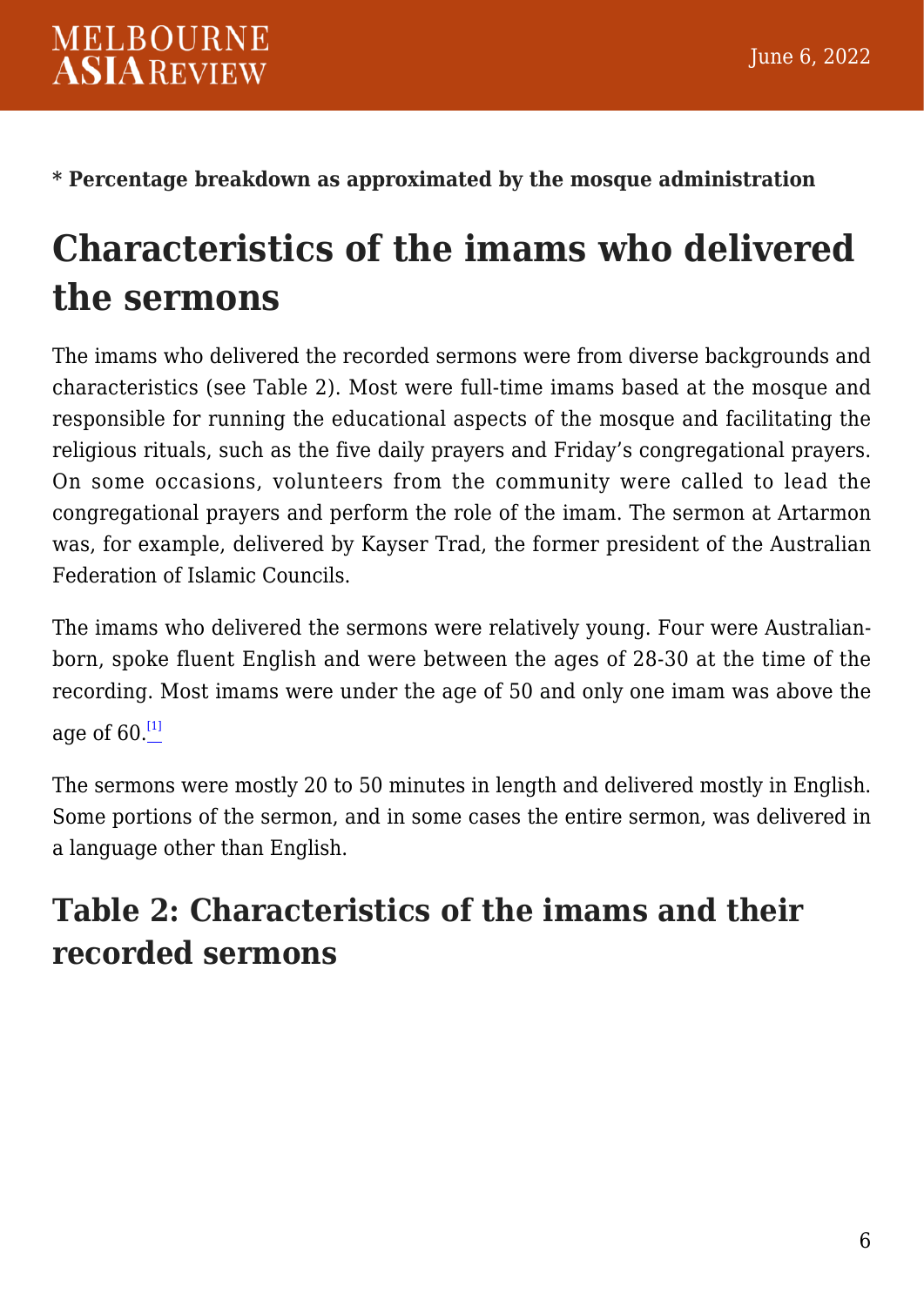**\* Percentage breakdown as approximated by the mosque administration**

## Characteristics of the imams who delivered the sermons

The imams who delivered the recorded sermons were from diverse backgrounds and characteristics (see Table 2). Most were full-time imams based at the mosque and responsible for running the educational aspects of the mosque and facilitating the religious rituals, such as the five daily prayers and Friday's congregational prayers. On some occasions, volunteers from the community were called to lead the congregational prayers and perform the role of the imam. The sermon at Artarmon was, for example, delivered by Kayser Trad, the former president of the Australian Federation of Islamic Councils.

The imams who delivered the sermons were relatively young. Four were Australian-born, spoke fluent English and were between the ages of 28-30 at the time of the recording. Most imams were under the age of 50 and only one imam was above the age of 60.[1]

The sermons were mostly 20 to 50 minutes in length and delivered mostly in English. Some portions of the sermon, and in some cases the entire sermon, was delivered in a language other than English.

### Table 2: Characteristics of the imams and their recorded sermons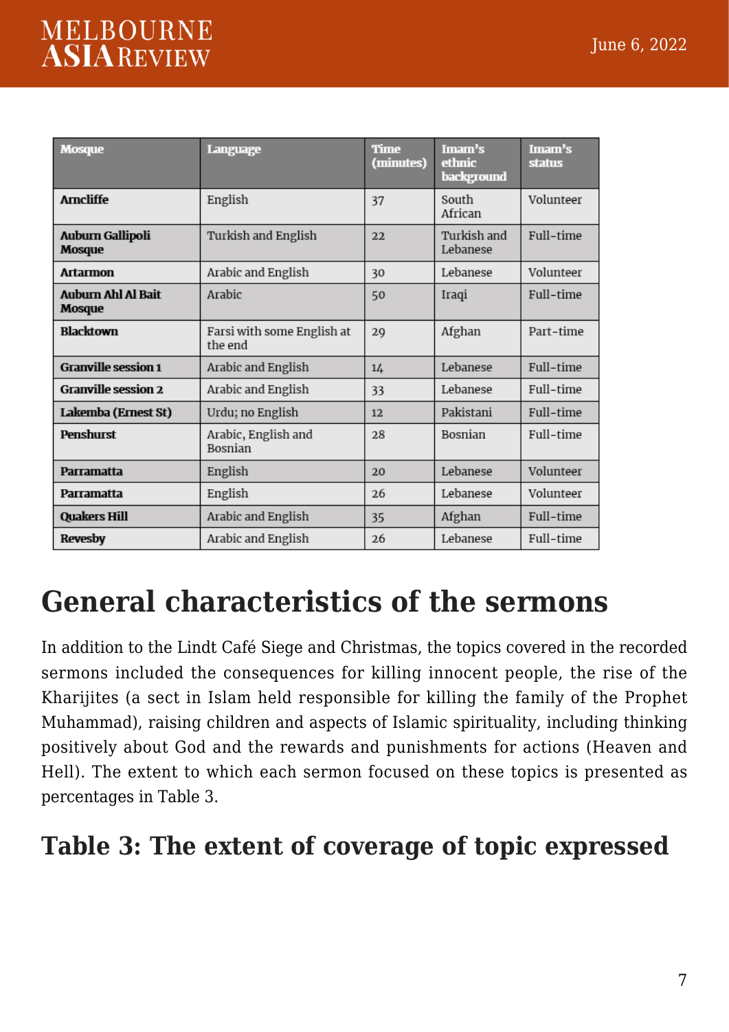| Mosque | Language | Time (minutes) | Imam's ethnic background | Imam's status |
|---|---|---|---|---|
| **Arncliffe** | English | 37 | South African | Volunteer |
| **Auburn Gallipoli Mosque** | Turkish and English | 22 | Turkish and Lebanese | Full-time |
| **Artarmon** | Arabic and English | 30 | Lebanese | Volunteer |
| **Auburn Ahl Al Bait Mosque** | Arabic | 50 | Iraqi | Full-time |
| **Blacktown** | Farsi with some English at the end | 29 | Afghan | Part-time |
| **Granville session 1** | Arabic and English | 14 | Lebanese | Full-time |
| **Granville session 2** | Arabic and English | 33 | Lebanese | Full-time |
| **Lakemba (Ernest St)** | Urdu; no English | 12 | Pakistani | Full-time |
| **Penshurst** | Arabic, English and Bosnian | 28 | Bosnian | Full-time |
| **Parramatta** | English | 20 | Lebanese | Volunteer |
| **Parramatta** | English | 26 | Lebanese | Volunteer |
| **Quakers Hill** | Arabic and English | 35 | Afghan | Full-time |
| **Revesby** | Arabic and English | 26 | Lebanese | Full-time |

# General characteristics of the sermons

In addition to the Lindt Café Siege and Christmas, the topics covered in the recorded sermons included the consequences for killing innocent people, the rise of the Kharijites (a sect in Islam held responsible for killing the family of the Prophet Muhammad), raising children and aspects of Islamic spirituality, including thinking positively about God and the rewards and punishments for actions (Heaven and Hell). The extent to which each sermon focused on these topics is presented as percentages in Table 3.

## Table 3: The extent of coverage of topic expressed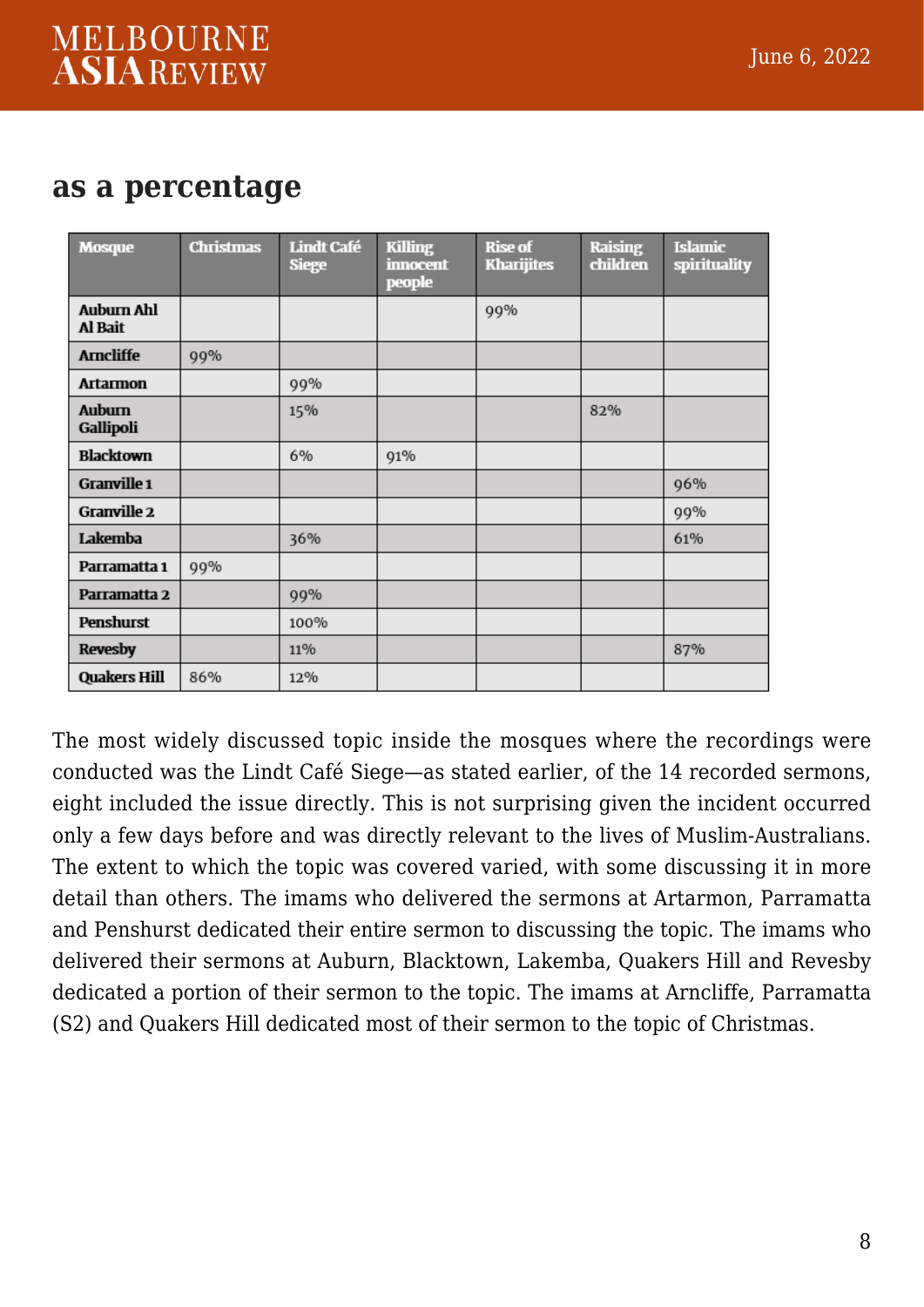## as a percentage

| Mosque | Christmas | Lindt Café Siege | Killing innocent people | Rise of Kharijites | Raising children | Islamic spirituality |
|---|---|---|---|---|---|---|
| Auburn Ahl Al Bait | | | | 99% | | |
| Arncliffe | 99% | | | | | |
| Artarmon | | 99% | | | | |
| Auburn Gallipoli | | 15% | | | 82% | |
| Blacktown | | 6% | 91% | | | |
| Granville 1 | | | | | | 96% |
| Granville 2 | | | | | | 99% |
| Lakemba | | 36% | | | | 61% |
| Parramatta 1 | 99% | | | | | |
| Parramatta 2 | | 99% | | | | |
| Penshurst | | 100% | | | | |
| Revesby | | 11% | | | | 87% |
| Quakers Hill | 86% | 12% | | | | |

The most widely discussed topic inside the mosques where the recordings were conducted was the Lindt Café Siege—as stated earlier, of the 14 recorded sermons, eight included the issue directly. This is not surprising given the incident occurred only a few days before and was directly relevant to the lives of Muslim-Australians. The extent to which the topic was covered varied, with some discussing it in more detail than others. The imams who delivered the sermons at Artarmon, Parramatta and Penshurst dedicated their entire sermon to discussing the topic. The imams who delivered their sermons at Auburn, Blacktown, Lakemba, Quakers Hill and Revesby dedicated a portion of their sermon to the topic. The imams at Arncliffe, Parramatta (S2) and Quakers Hill dedicated most of their sermon to the topic of Christmas.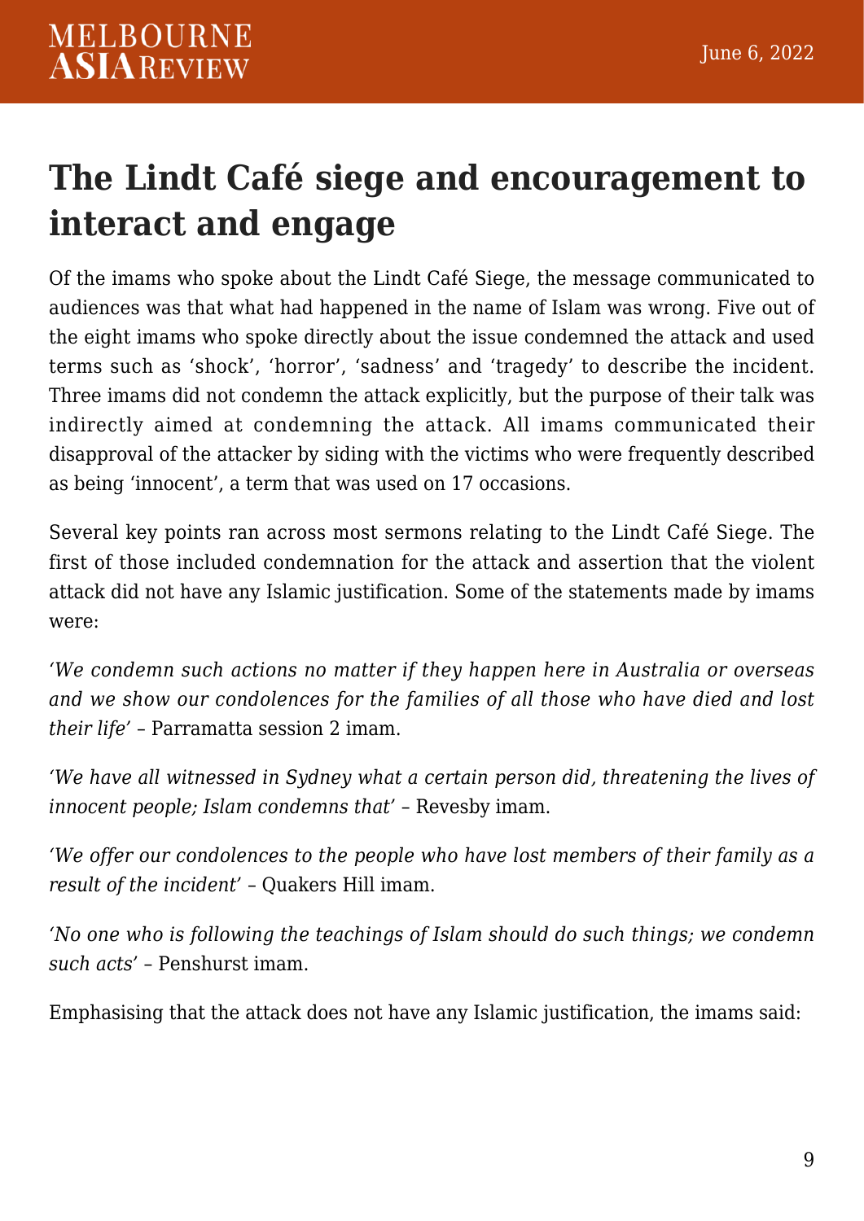## The Lindt Café siege and encouragement to interact and engage

Of the imams who spoke about the Lindt Café Siege, the message communicated to audiences was that what had happened in the name of Islam was wrong. Five out of the eight imams who spoke directly about the issue condemned the attack and used terms such as 'shock', 'horror', 'sadness' and 'tragedy' to describe the incident. Three imams did not condemn the attack explicitly, but the purpose of their talk was indirectly aimed at condemning the attack. All imams communicated their disapproval of the attacker by siding with the victims who were frequently described as being 'innocent', a term that was used on 17 occasions.

Several key points ran across most sermons relating to the Lindt Café Siege. The first of those included condemnation for the attack and assertion that the violent attack did not have any Islamic justification. Some of the statements made by imams were:

*'We condemn such actions no matter if they happen here in Australia or overseas and we show our condolences for the families of all those who have died and lost their life'* – Parramatta session 2 imam.

*'We have all witnessed in Sydney what a certain person did, threatening the lives of innocent people; Islam condemns that'* – Revesby imam.

*'We offer our condolences to the people who have lost members of their family as a result of the incident'* – Quakers Hill imam.

*'No one who is following the teachings of Islam should do such things; we condemn such acts'* – Penshurst imam.

Emphasising that the attack does not have any Islamic justification, the imams said: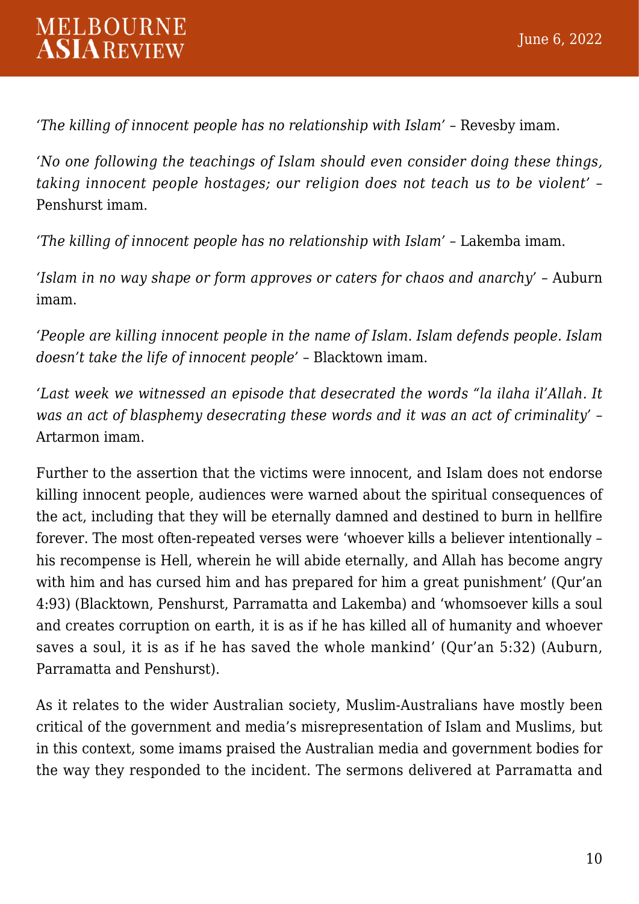*'The killing of innocent people has no relationship with Islam'* – Revesby imam.

*'No one following the teachings of Islam should even consider doing these things, taking innocent people hostages; our religion does not teach us to be violent'* – Penshurst imam.

*'The killing of innocent people has no relationship with Islam'* – Lakemba imam.

*'Islam in no way shape or form approves or caters for chaos and anarchy'* – Auburn imam.

*'People are killing innocent people in the name of Islam. Islam defends people. Islam doesn't take the life of innocent people'* – Blacktown imam.

*'Last week we witnessed an episode that desecrated the words "la ilaha il'Allah. It was an act of blasphemy desecrating these words and it was an act of criminality'* – Artarmon imam.

Further to the assertion that the victims were innocent, and Islam does not endorse killing innocent people, audiences were warned about the spiritual consequences of the act, including that they will be eternally damned and destined to burn in hellfire forever. The most often-repeated verses were 'whoever kills a believer intentionally – his recompense is Hell, wherein he will abide eternally, and Allah has become angry with him and has cursed him and has prepared for him a great punishment' (Qur'an 4:93) (Blacktown, Penshurst, Parramatta and Lakemba) and 'whomsoever kills a soul and creates corruption on earth, it is as if he has killed all of humanity and whoever saves a soul, it is as if he has saved the whole mankind' (Qur'an 5:32) (Auburn, Parramatta and Penshurst).

As it relates to the wider Australian society, Muslim-Australians have mostly been critical of the government and media's misrepresentation of Islam and Muslims, but in this context, some imams praised the Australian media and government bodies for the way they responded to the incident. The sermons delivered at Parramatta and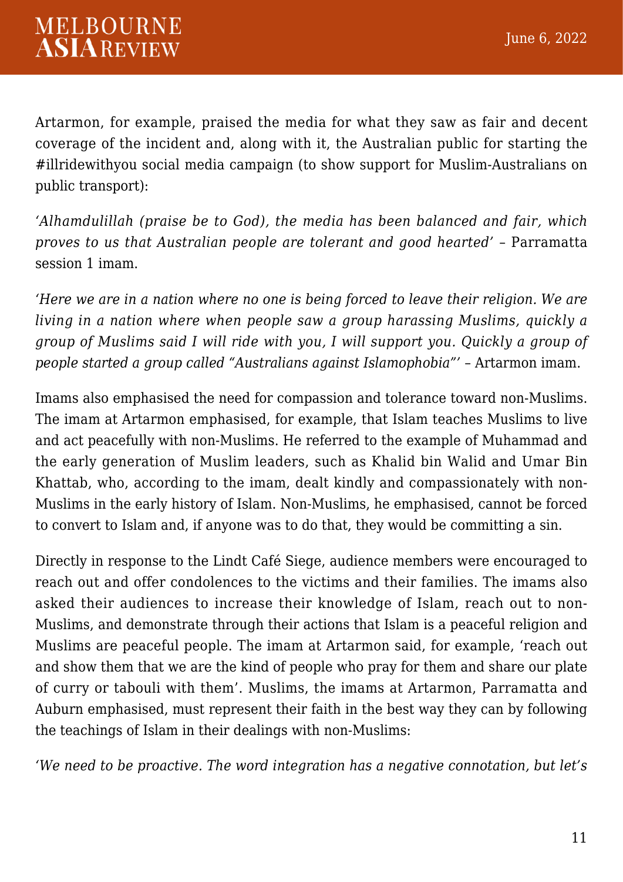Artarmon, for example, praised the media for what they saw as fair and decent coverage of the incident and, along with it, the Australian public for starting the #illridewithyou social media campaign (to show support for Muslim-Australians on public transport):

*'Alhamdulillah (praise be to God), the media has been balanced and fair, which proves to us that Australian people are tolerant and good hearted'* – Parramatta session 1 imam.

*'Here we are in a nation where no one is being forced to leave their religion. We are living in a nation where when people saw a group harassing Muslims, quickly a group of Muslims said I will ride with you, I will support you. Quickly a group of people started a group called "Australians against Islamophobia"'* – Artarmon imam.

Imams also emphasised the need for compassion and tolerance toward non-Muslims. The imam at Artarmon emphasised, for example, that Islam teaches Muslims to live and act peacefully with non-Muslims. He referred to the example of Muhammad and the early generation of Muslim leaders, such as Khalid bin Walid and Umar Bin Khattab, who, according to the imam, dealt kindly and compassionately with non-Muslims in the early history of Islam. Non-Muslims, he emphasised, cannot be forced to convert to Islam and, if anyone was to do that, they would be committing a sin.

Directly in response to the Lindt Café Siege, audience members were encouraged to reach out and offer condolences to the victims and their families. The imams also asked their audiences to increase their knowledge of Islam, reach out to non-Muslims, and demonstrate through their actions that Islam is a peaceful religion and Muslims are peaceful people. The imam at Artarmon said, for example, 'reach out and show them that we are the kind of people who pray for them and share our plate of curry or tabouli with them'. Muslims, the imams at Artarmon, Parramatta and Auburn emphasised, must represent their faith in the best way they can by following the teachings of Islam in their dealings with non-Muslims:

*'We need to be proactive. The word integration has a negative connotation, but let's*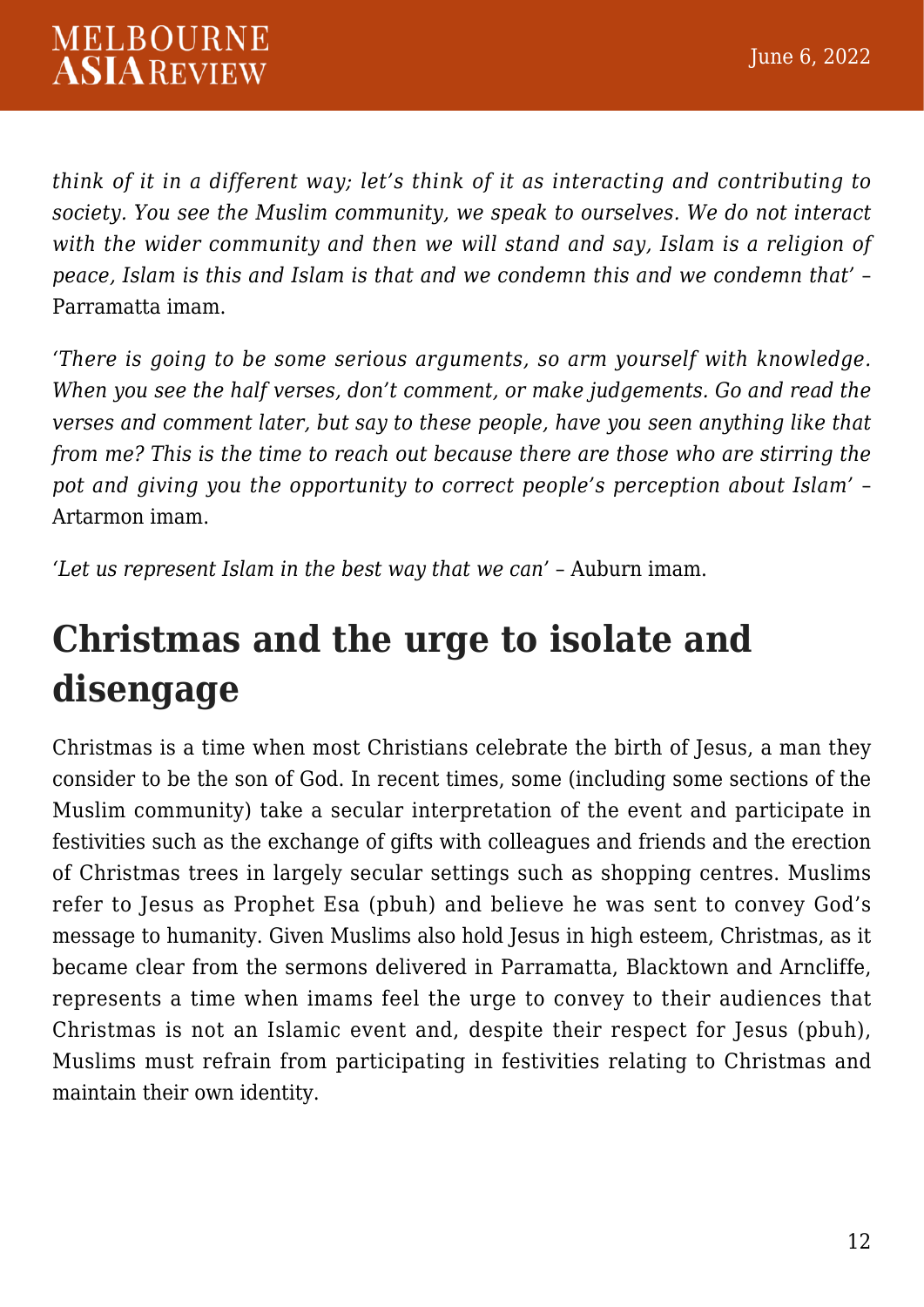*think of it in a different way; let's think of it as interacting and contributing to society. You see the Muslim community, we speak to ourselves. We do not interact with the wider community and then we will stand and say, Islam is a religion of peace, Islam is this and Islam is that and we condemn this and we condemn that'* – Parramatta imam.

*'There is going to be some serious arguments, so arm yourself with knowledge. When you see the half verses, don't comment, or make judgements. Go and read the verses and comment later, but say to these people, have you seen anything like that from me? This is the time to reach out because there are those who are stirring the pot and giving you the opportunity to correct people's perception about Islam'* – Artarmon imam.

'*Let us represent Islam in the best way that we can*' – Auburn imam.

## Christmas and the urge to isolate and disengage

Christmas is a time when most Christians celebrate the birth of Jesus, a man they consider to be the son of God. In recent times, some (including some sections of the Muslim community) take a secular interpretation of the event and participate in festivities such as the exchange of gifts with colleagues and friends and the erection of Christmas trees in largely secular settings such as shopping centres. Muslims refer to Jesus as Prophet Esa (pbuh) and believe he was sent to convey God's message to humanity. Given Muslims also hold Jesus in high esteem, Christmas, as it became clear from the sermons delivered in Parramatta, Blacktown and Arncliffe, represents a time when imams feel the urge to convey to their audiences that Christmas is not an Islamic event and, despite their respect for Jesus (pbuh), Muslims must refrain from participating in festivities relating to Christmas and maintain their own identity.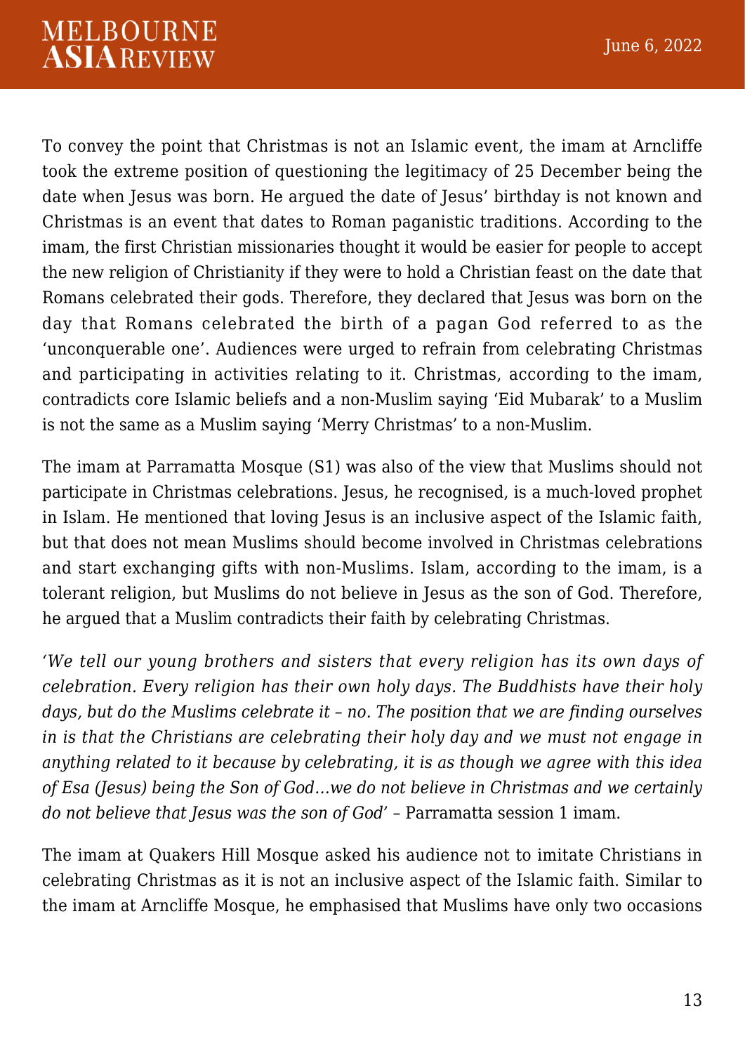To convey the point that Christmas is not an Islamic event, the imam at Arncliffe took the extreme position of questioning the legitimacy of 25 December being the date when Jesus was born. He argued the date of Jesus' birthday is not known and Christmas is an event that dates to Roman paganistic traditions. According to the imam, the first Christian missionaries thought it would be easier for people to accept the new religion of Christianity if they were to hold a Christian feast on the date that Romans celebrated their gods. Therefore, they declared that Jesus was born on the day that Romans celebrated the birth of a pagan God referred to as the 'unconquerable one'. Audiences were urged to refrain from celebrating Christmas and participating in activities relating to it. Christmas, according to the imam, contradicts core Islamic beliefs and a non-Muslim saying 'Eid Mubarak' to a Muslim is not the same as a Muslim saying 'Merry Christmas' to a non-Muslim.

The imam at Parramatta Mosque (S1) was also of the view that Muslims should not participate in Christmas celebrations. Jesus, he recognised, is a much-loved prophet in Islam. He mentioned that loving Jesus is an inclusive aspect of the Islamic faith, but that does not mean Muslims should become involved in Christmas celebrations and start exchanging gifts with non-Muslims. Islam, according to the imam, is a tolerant religion, but Muslims do not believe in Jesus as the son of God. Therefore, he argued that a Muslim contradicts their faith by celebrating Christmas.

*'We tell our young brothers and sisters that every religion has its own days of celebration. Every religion has their own holy days. The Buddhists have their holy days, but do the Muslims celebrate it – no. The position that we are finding ourselves in is that the Christians are celebrating their holy day and we must not engage in anything related to it because by celebrating, it is as though we agree with this idea of Esa (Jesus) being the Son of God…we do not believe in Christmas and we certainly do not believe that Jesus was the son of God'* – Parramatta session 1 imam.

The imam at Quakers Hill Mosque asked his audience not to imitate Christians in celebrating Christmas as it is not an inclusive aspect of the Islamic faith. Similar to the imam at Arncliffe Mosque, he emphasised that Muslims have only two occasions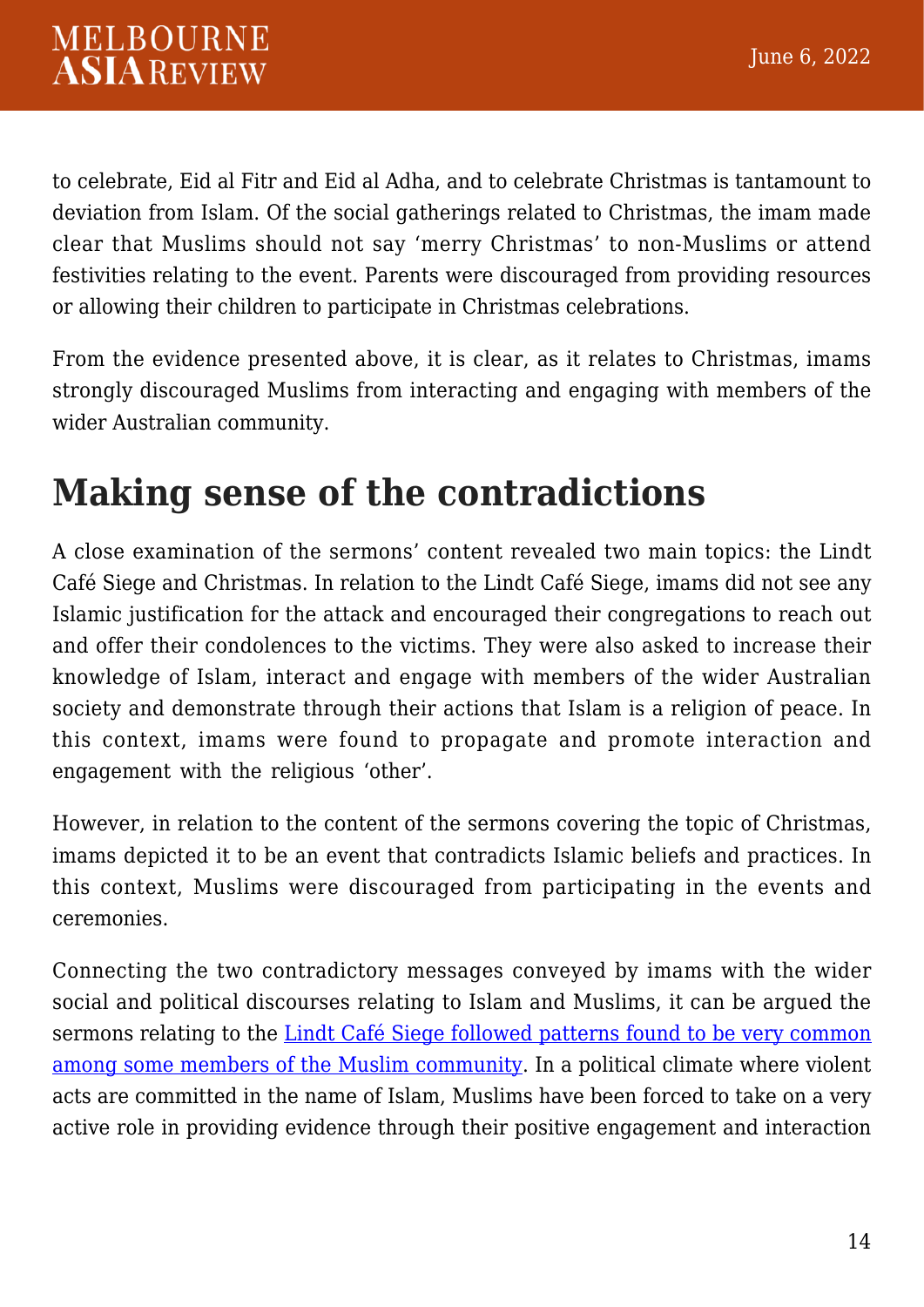to celebrate, Eid al Fitr and Eid al Adha, and to celebrate Christmas is tantamount to deviation from Islam. Of the social gatherings related to Christmas, the imam made clear that Muslims should not say 'merry Christmas' to non-Muslims or attend festivities relating to the event. Parents were discouraged from providing resources or allowing their children to participate in Christmas celebrations.

From the evidence presented above, it is clear, as it relates to Christmas, imams strongly discouraged Muslims from interacting and engaging with members of the wider Australian community.

## Making sense of the contradictions

A close examination of the sermons' content revealed two main topics: the Lindt Café Siege and Christmas. In relation to the Lindt Café Siege, imams did not see any Islamic justification for the attack and encouraged their congregations to reach out and offer their condolences to the victims. They were also asked to increase their knowledge of Islam, interact and engage with members of the wider Australian society and demonstrate through their actions that Islam is a religion of peace. In this context, imams were found to propagate and promote interaction and engagement with the religious 'other'.

However, in relation to the content of the sermons covering the topic of Christmas, imams depicted it to be an event that contradicts Islamic beliefs and practices. In this context, Muslims were discouraged from participating in the events and ceremonies.

Connecting the two contradictory messages conveyed by imams with the wider social and political discourses relating to Islam and Muslims, it can be argued the sermons relating to the Lindt Café Siege followed patterns found to be very common among some members of the Muslim community. In a political climate where violent acts are committed in the name of Islam, Muslims have been forced to take on a very active role in providing evidence through their positive engagement and interaction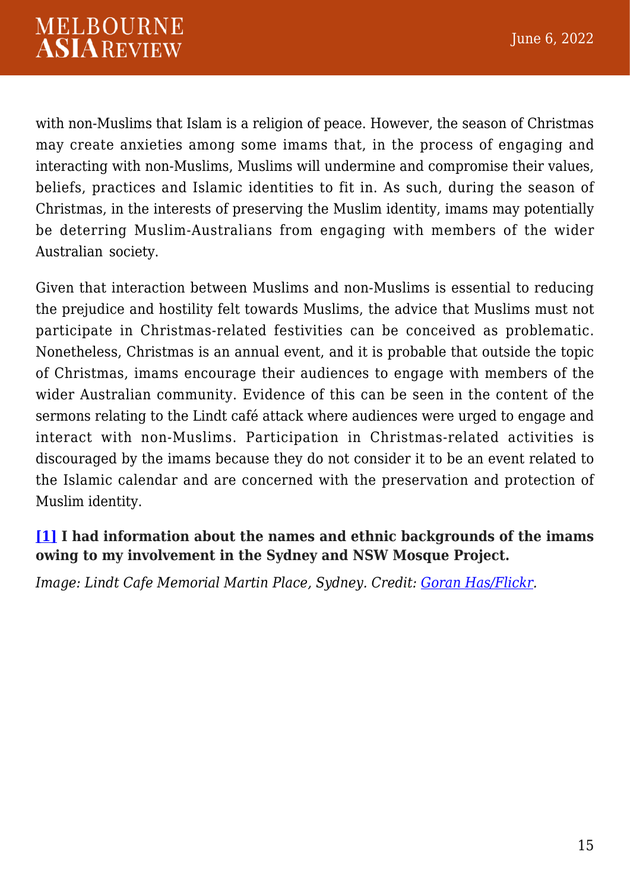with non-Muslims that Islam is a religion of peace. However, the season of Christmas may create anxieties among some imams that, in the process of engaging and interacting with non-Muslims, Muslims will undermine and compromise their values, beliefs, practices and Islamic identities to fit in. As such, during the season of Christmas, in the interests of preserving the Muslim identity, imams may potentially be deterring Muslim-Australians from engaging with members of the wider Australian society.

Given that interaction between Muslims and non-Muslims is essential to reducing the prejudice and hostility felt towards Muslims, the advice that Muslims must not participate in Christmas-related festivities can be conceived as problematic. Nonetheless, Christmas is an annual event, and it is probable that outside the topic of Christmas, imams encourage their audiences to engage with members of the wider Australian community. Evidence of this can be seen in the content of the sermons relating to the Lindt café attack where audiences were urged to engage and interact with non-Muslims. Participation in Christmas-related activities is discouraged by the imams because they do not consider it to be an event related to the Islamic calendar and are concerned with the preservation and protection of Muslim identity.

**[1] I had information about the names and ethnic backgrounds of the imams owing to my involvement in the Sydney and NSW Mosque Project.**

*Image: Lindt Cafe Memorial Martin Place, Sydney. Credit: Goran Has/Flickr.*